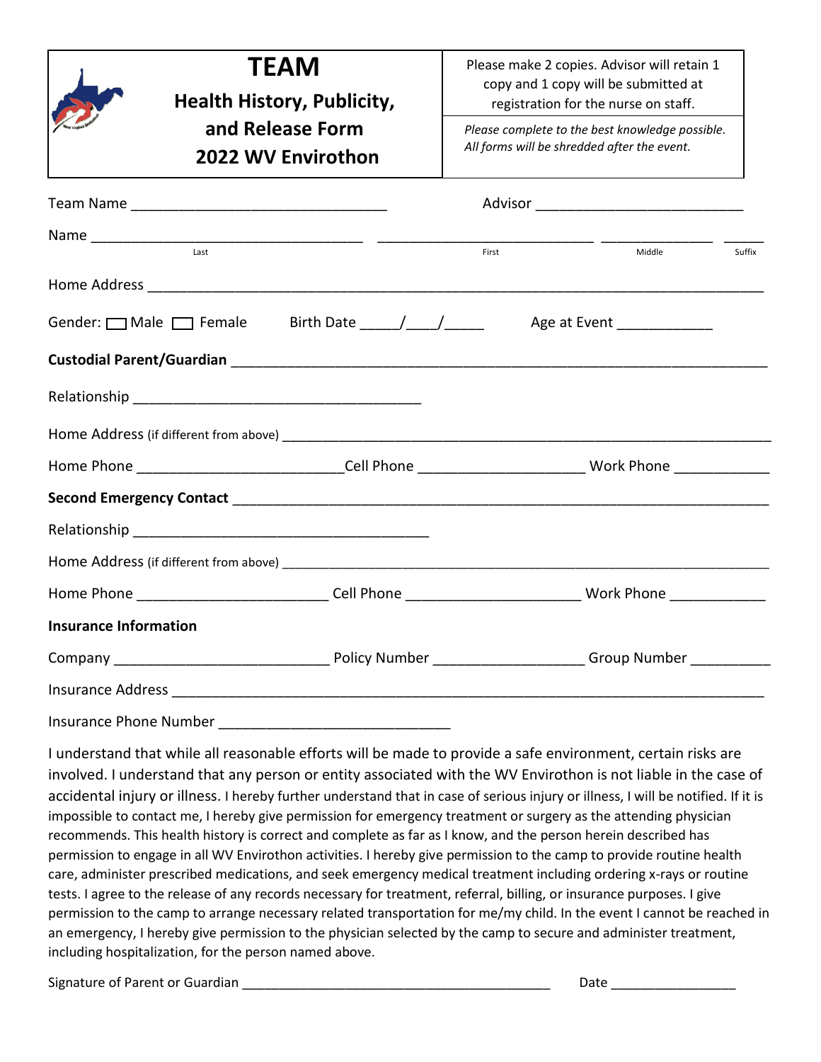# TEAM

## Health History, Publicity, and Release Form 2022 WV Envirothon

Please make 2 copies. Advisor will retain 1 copy and 1 copy will be submitted at registration for the nurse on staff.

*Please complete to the best knowledge possible. All forms will be shredded after the event.*

Team Name _______________________________ Advisor _________________________

Name ________________________________ ___________________________ ______________ _____

Last First Middle Suffix

Home Address ______________________________________________________________________________

Gender: ☐ Male ☐ Female Birth Date _____/____/_____ Age at Event ____________

**Custodial Parent/Guardian** ____________________________________________________________________

Relationship ___________________________________

Home Address (if different from above) _________________________________________________________

Home Phone _________________________ Cell Phone ____________________ Work Phone ____________

**Second Emergency Contact** ___________________________________________________________________

Relationship ______________________________________

Home Address (if different from above) _________________________________________________________

Home Phone _______________________ Cell Phone _____________________ Work Phone ____________

**Insurance Information**

Company __________________________ Policy Number __________________ Group Number __________

Insurance Address ___________________________________________________________________________

Insurance Phone Number ____________________________

I understand that while all reasonable efforts will be made to provide a safe environment, certain risks are involved. I understand that any person or entity associated with the WV Envirothon is not liable in the case of accidental injury or illness. I hereby further understand that in case of serious injury or illness, I will be notified. If it is impossible to contact me, I hereby give permission for emergency treatment or surgery as the attending physician recommends. This health history is correct and complete as far as I know, and the person herein described has permission to engage in all WV Envirothon activities. I hereby give permission to the camp to provide routine health care, administer prescribed medications, and seek emergency medical treatment including ordering x-rays or routine tests. I agree to the release of any records necessary for treatment, referral, billing, or insurance purposes. I give permission to the camp to arrange necessary related transportation for me/my child. In the event I cannot be reached in an emergency, I hereby give permission to the physician selected by the camp to secure and administer treatment, including hospitalization, for the person named above.

Signature of Parent or Guardian ________________________________________ Date ________________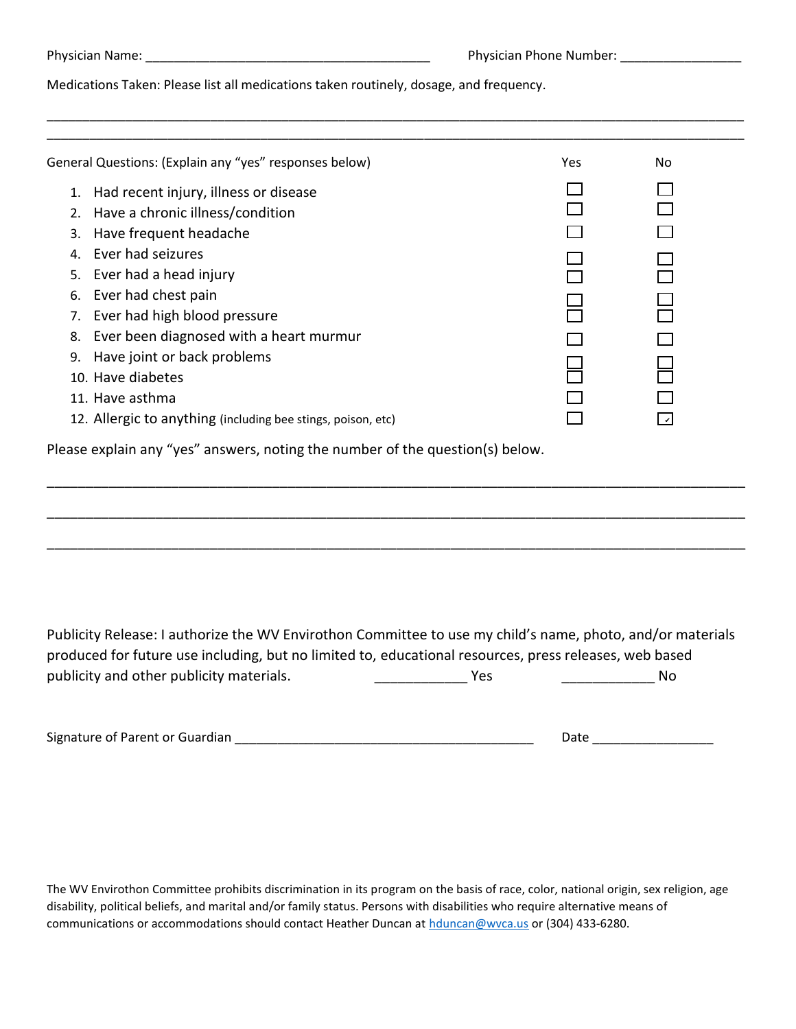Physician Name: ________________________________________ Physician Phone Number: ________________

Medications Taken: Please list all medications taken routinely, dosage, and frequency.

______________________________________________________________________________________________

______________________________________________________________________________________________

| General Questions: (Explain any "yes" responses below) | Yes | No |
|---|---|---|
| 1. Had recent injury, illness or disease | ☐ | ☐ |
| 2. Have a chronic illness/condition | ☐ | ☐ |
| 3. Have frequent headache | ☐ | ☐ |
| 4. Ever had seizures | ☐ | ☐ |
| 5. Ever had a head injury | ☐ | ☐ |
| 6. Ever had chest pain | ☐ | ☐ |
| 7. Ever had high blood pressure | ☐ | ☐ |
| 8. Ever been diagnosed with a heart murmur | ☐ | ☐ |
| 9. Have joint or back problems | ☐ | ☐ |
| 10. Have diabetes | ☐ | ☐ |
| 11. Have asthma | ☐ | ☐ |
| 12. Allergic to anything (including bee stings, poison, etc) | ☐ | ☑ |

Please explain any "yes" answers, noting the number of the question(s) below.

______________________________________________________________________________________________

______________________________________________________________________________________________

______________________________________________________________________________________________

Publicity Release: I authorize the WV Envirothon Committee to use my child's name, photo, and/or materials produced for future use including, but no limited to, educational resources, press releases, web based publicity and other publicity materials. ____________ Yes ____________ No

Signature of Parent or Guardian ________________________________________ Date ________________

The WV Envirothon Committee prohibits discrimination in its program on the basis of race, color, national origin, sex religion, age disability, political beliefs, and marital and/or family status. Persons with disabilities who require alternative means of communications or accommodations should contact Heather Duncan at hduncan@wvca.us or (304) 433-6280.